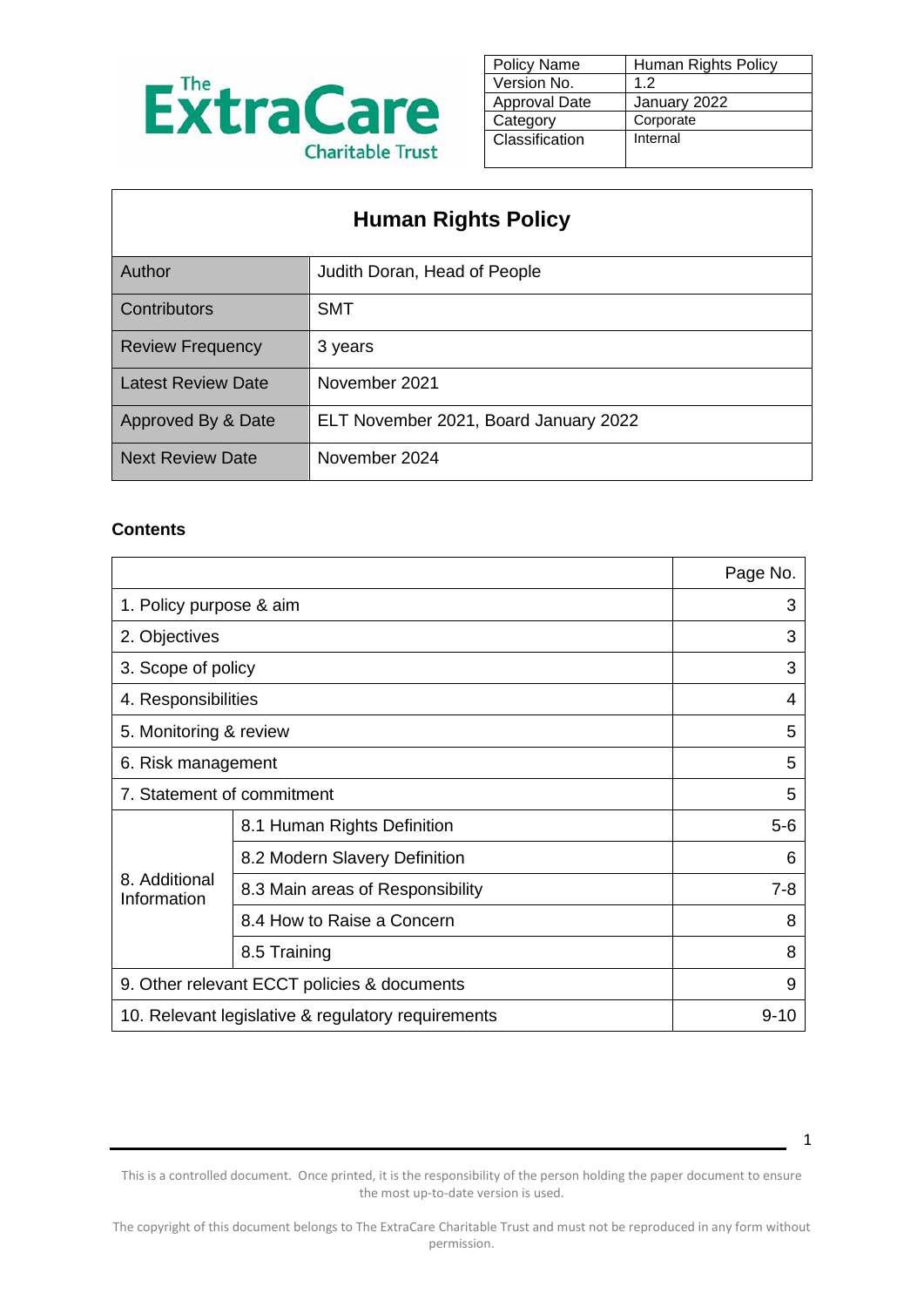The ExtraCare Charitable Trust

| Policy Name | Human Rights Policy |
|---|---|
| Version No. | 1.2 |
| Approval Date | January 2022 |
| Category | Corporate |
| Classification | Internal |

# Human Rights Policy

| Author | Judith Doran, Head of People |
|---|---|
| Contributors | SMT |
| Review Frequency | 3 years |
| Latest Review Date | November 2021 |
| Approved By & Date | ELT November 2021, Board January 2022 |
| Next Review Date | November 2024 |

**Contents**

| | | Page No. |
|---|---|---|
| 1. Policy purpose & aim | | 3 |
| 2. Objectives | | 3 |
| 3. Scope of policy | | 3 |
| 4. Responsibilities | | 4 |
| 5. Monitoring & review | | 5 |
| 6. Risk management | | 5 |
| 7. Statement of commitment | | 5 |
| 8. Additional Information | 8.1 Human Rights Definition | 5-6 |
| | 8.2 Modern Slavery Definition | 6 |
| | 8.3 Main areas of Responsibility | 7-8 |
| | 8.4 How to Raise a Concern | 8 |
| | 8.5 Training | 8 |
| 9. Other relevant ECCT policies & documents | | 9 |
| 10. Relevant legislative & regulatory requirements | | 9-10 |

This is a controlled document. Once printed, it is the responsibility of the person holding the paper document to ensure the most up-to-date version is used.

The copyright of this document belongs to The ExtraCare Charitable Trust and must not be reproduced in any form without permission.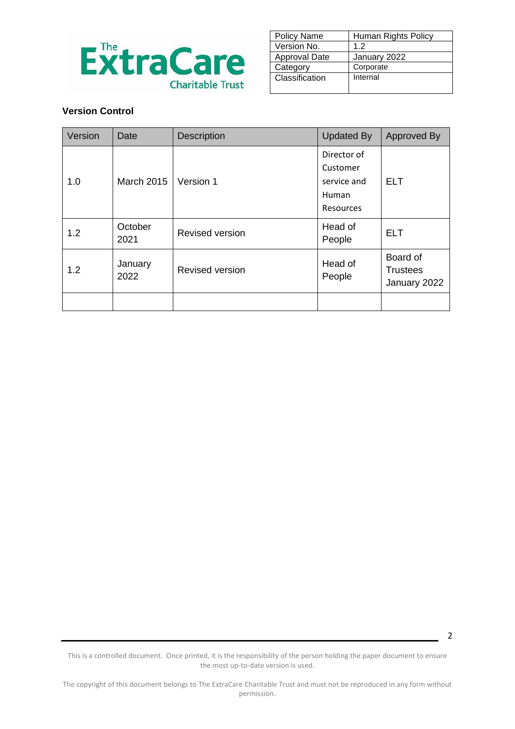| Policy Name | Human Rights Policy |
|---|---|
| Version No. | 1.2 |
| Approval Date | January 2022 |
| Category | Corporate |
| Classification | Internal |

**Version Control**

| Version | Date | Description | Updated By | Approved By |
|---|---|---|---|---|
| 1.0 | March 2015 | Version 1 | Director of Customer service and Human Resources | ELT |
| 1.2 | October 2021 | Revised version | Head of People | ELT |
| 1.2 | January 2022 | Revised version | Head of People | Board of Trustees January 2022 |
| | | | | |

This is a controlled document. Once printed, it is the responsibility of the person holding the paper document to ensure the most up-to-date version is used.

The copyright of this document belongs to The ExtraCare Charitable Trust and must not be reproduced in any form without permission.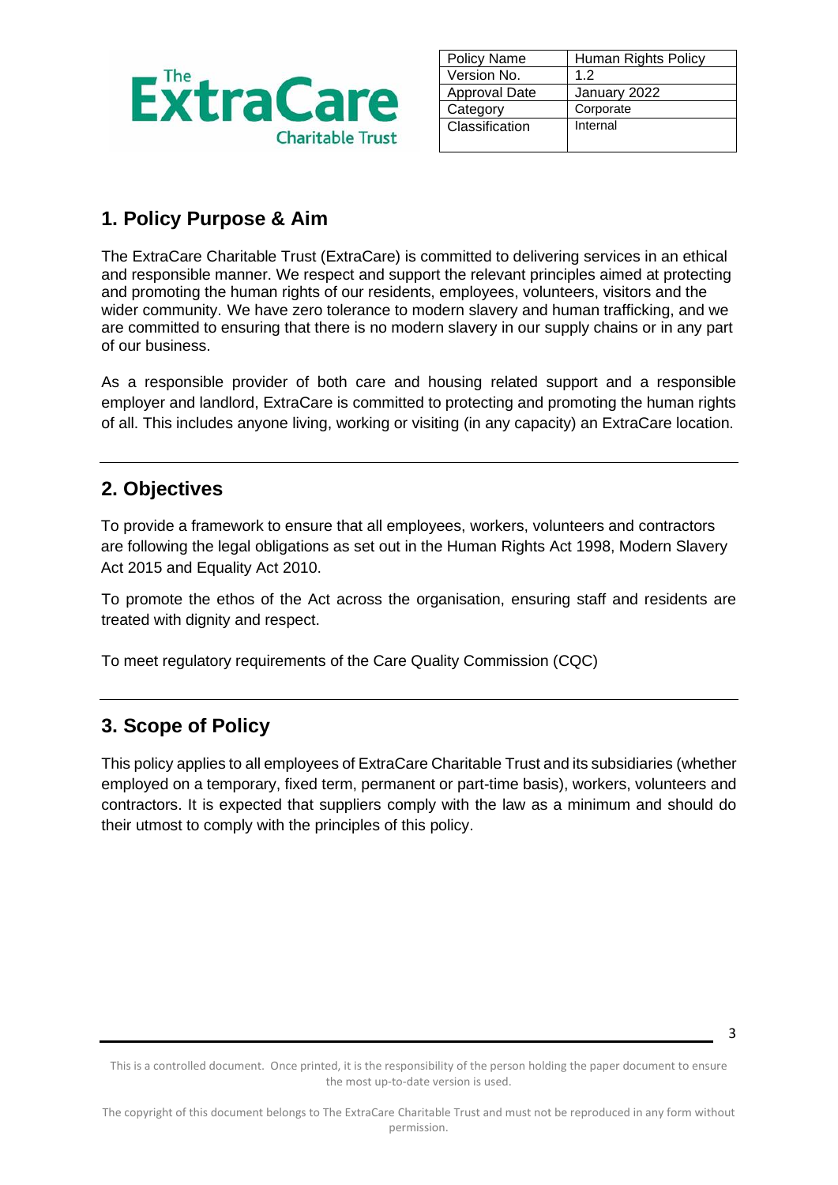| Policy Name | Human Rights Policy |
| --- | --- |
| Version No. | 1.2 |
| Approval Date | January 2022 |
| Category | Corporate |
| Classification | Internal |

## 1. Policy Purpose & Aim

The ExtraCare Charitable Trust (ExtraCare) is committed to delivering services in an ethical and responsible manner. We respect and support the relevant principles aimed at protecting and promoting the human rights of our residents, employees, volunteers, visitors and the wider community. We have zero tolerance to modern slavery and human trafficking, and we are committed to ensuring that there is no modern slavery in our supply chains or in any part of our business.

As a responsible provider of both care and housing related support and a responsible employer and landlord, ExtraCare is committed to protecting and promoting the human rights of all. This includes anyone living, working or visiting (in any capacity) an ExtraCare location.

## 2. Objectives

To provide a framework to ensure that all employees, workers, volunteers and contractors are following the legal obligations as set out in the Human Rights Act 1998, Modern Slavery Act 2015 and Equality Act 2010.

To promote the ethos of the Act across the organisation, ensuring staff and residents are treated with dignity and respect.

To meet regulatory requirements of the Care Quality Commission (CQC)

## 3. Scope of Policy

This policy applies to all employees of ExtraCare Charitable Trust and its subsidiaries (whether employed on a temporary, fixed term, permanent or part-time basis), workers, volunteers and contractors. It is expected that suppliers comply with the law as a minimum and should do their utmost to comply with the principles of this policy.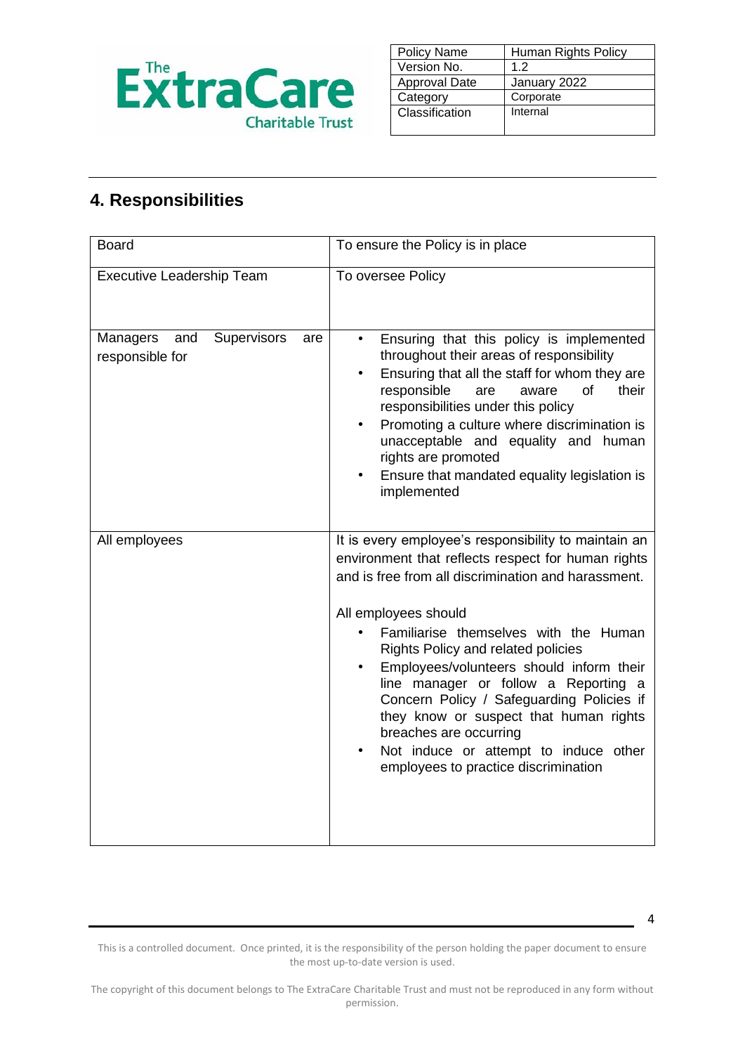## 4. Responsibilities

| | |
|---|---|
| Board | To ensure the Policy is in place |
| Executive Leadership Team | To oversee Policy |
| Managers and Supervisors are responsible for | • Ensuring that this policy is implemented throughout their areas of responsibility<br>• Ensuring that all the staff for whom they are responsible are aware of their responsibilities under this policy<br>• Promoting a culture where discrimination is unacceptable and equality and human rights are promoted<br>• Ensure that mandated equality legislation is implemented |
| All employees | It is every employee's responsibility to maintain an environment that reflects respect for human rights and is free from all discrimination and harassment.<br><br>All employees should<br>• Familiarise themselves with the Human Rights Policy and related policies<br>• Employees/volunteers should inform their line manager or follow a Reporting a Concern Policy / Safeguarding Policies if they know or suspect that human rights breaches are occurring<br>• Not induce or attempt to induce other employees to practice discrimination |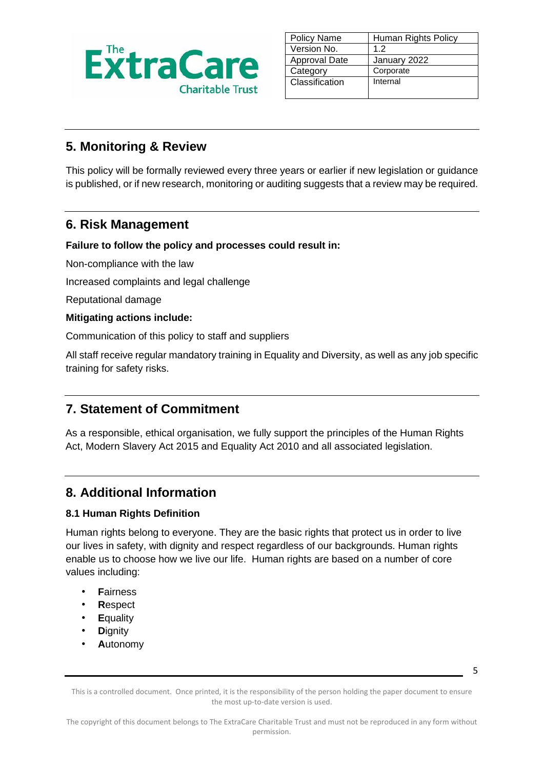## 5. Monitoring & Review

This policy will be formally reviewed every three years or earlier if new legislation or guidance is published, or if new research, monitoring or auditing suggests that a review may be required.

## 6. Risk Management

**Failure to follow the policy and processes could result in:**

Non-compliance with the law

Increased complaints and legal challenge

Reputational damage

**Mitigating actions include:**

Communication of this policy to staff and suppliers

All staff receive regular mandatory training in Equality and Diversity, as well as any job specific training for safety risks.

## 7. Statement of Commitment

As a responsible, ethical organisation, we fully support the principles of the Human Rights Act, Modern Slavery Act 2015 and Equality Act 2010 and all associated legislation.

## 8. Additional Information

### 8.1 Human Rights Definition

Human rights belong to everyone. They are the basic rights that protect us in order to live our lives in safety, with dignity and respect regardless of our backgrounds. Human rights enable us to choose how we live our life. Human rights are based on a number of core values including:

- **F**airness
- **R**espect
- **E**quality
- **D**ignity
- **A**utonomy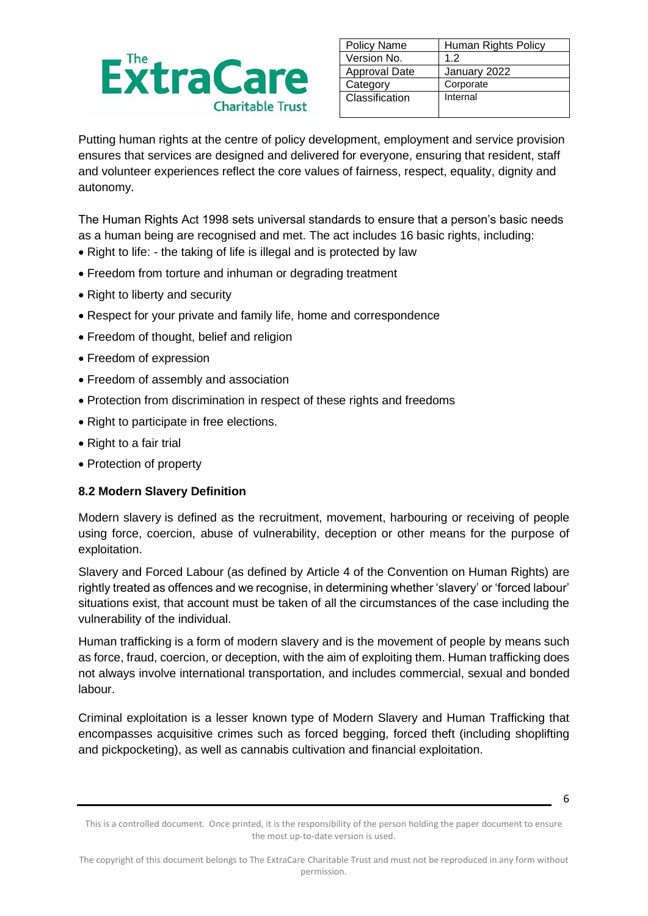| Policy Name | Human Rights Policy |
| --- | --- |
| Version No. | 1.2 |
| Approval Date | January 2022 |
| Category | Corporate |
| Classification | Internal |

Putting human rights at the centre of policy development, employment and service provision ensures that services are designed and delivered for everyone, ensuring that resident, staff and volunteer experiences reflect the core values of fairness, respect, equality, dignity and autonomy.

The Human Rights Act 1998 sets universal standards to ensure that a person's basic needs as a human being are recognised and met. The act includes 16 basic rights, including:

- Right to life: - the taking of life is illegal and is protected by law
- Freedom from torture and inhuman or degrading treatment
- Right to liberty and security
- Respect for your private and family life, home and correspondence
- Freedom of thought, belief and religion
- Freedom of expression
- Freedom of assembly and association
- Protection from discrimination in respect of these rights and freedoms
- Right to participate in free elections.
- Right to a fair trial
- Protection of property

### 8.2 Modern Slavery Definition

Modern slavery is defined as the recruitment, movement, harbouring or receiving of people using force, coercion, abuse of vulnerability, deception or other means for the purpose of exploitation.

Slavery and Forced Labour (as defined by Article 4 of the Convention on Human Rights) are rightly treated as offences and we recognise, in determining whether 'slavery' or 'forced labour' situations exist, that account must be taken of all the circumstances of the case including the vulnerability of the individual.

Human trafficking is a form of modern slavery and is the movement of people by means such as force, fraud, coercion, or deception, with the aim of exploiting them. Human trafficking does not always involve international transportation, and includes commercial, sexual and bonded labour.

Criminal exploitation is a lesser known type of Modern Slavery and Human Trafficking that encompasses acquisitive crimes such as forced begging, forced theft (including shoplifting and pickpocketing), as well as cannabis cultivation and financial exploitation.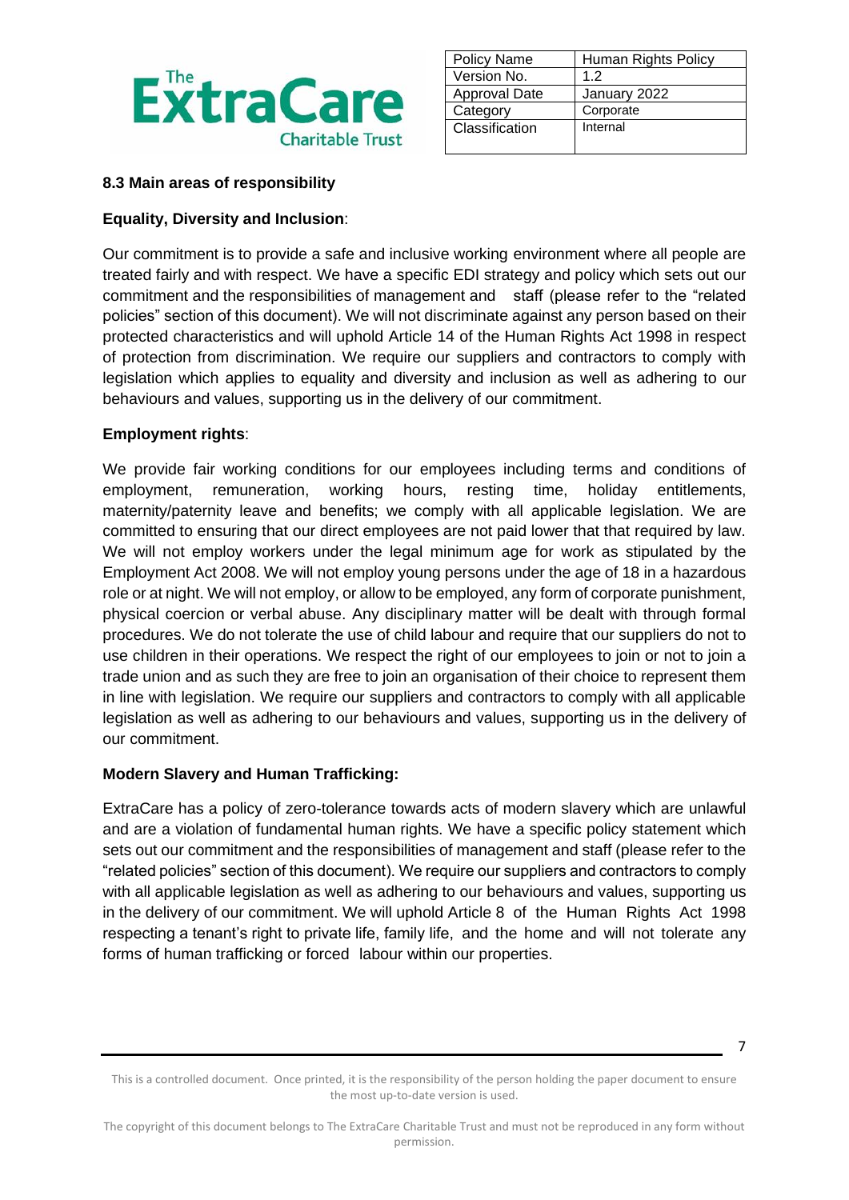### 8.3 Main areas of responsibility

**Equality, Diversity and Inclusion**:

Our commitment is to provide a safe and inclusive working environment where all people are treated fairly and with respect. We have a specific EDI strategy and policy which sets out our commitment and the responsibilities of management and staff (please refer to the "related policies" section of this document). We will not discriminate against any person based on their protected characteristics and will uphold Article 14 of the Human Rights Act 1998 in respect of protection from discrimination. We require our suppliers and contractors to comply with legislation which applies to equality and diversity and inclusion as well as adhering to our behaviours and values, supporting us in the delivery of our commitment.

**Employment rights**:

We provide fair working conditions for our employees including terms and conditions of employment, remuneration, working hours, resting time, holiday entitlements, maternity/paternity leave and benefits; we comply with all applicable legislation. We are committed to ensuring that our direct employees are not paid lower that that required by law. We will not employ workers under the legal minimum age for work as stipulated by the Employment Act 2008. We will not employ young persons under the age of 18 in a hazardous role or at night. We will not employ, or allow to be employed, any form of corporate punishment, physical coercion or verbal abuse. Any disciplinary matter will be dealt with through formal procedures. We do not tolerate the use of child labour and require that our suppliers do not to use children in their operations. We respect the right of our employees to join or not to join a trade union and as such they are free to join an organisation of their choice to represent them in line with legislation. We require our suppliers and contractors to comply with all applicable legislation as well as adhering to our behaviours and values, supporting us in the delivery of our commitment.

**Modern Slavery and Human Trafficking:**

ExtraCare has a policy of zero-tolerance towards acts of modern slavery which are unlawful and are a violation of fundamental human rights. We have a specific policy statement which sets out our commitment and the responsibilities of management and staff (please refer to the "related policies" section of this document). We require our suppliers and contractors to comply with all applicable legislation as well as adhering to our behaviours and values, supporting us in the delivery of our commitment. We will uphold Article 8 of the Human Rights Act 1998 respecting a tenant's right to private life, family life, and the home and will not tolerate any forms of human trafficking or forced labour within our properties.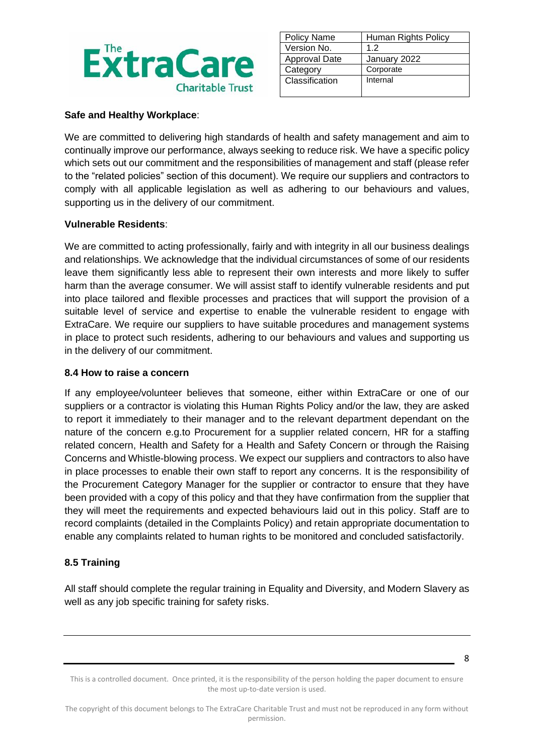**Safe and Healthy Workplace**:

We are committed to delivering high standards of health and safety management and aim to continually improve our performance, always seeking to reduce risk. We have a specific policy which sets out our commitment and the responsibilities of management and staff (please refer to the "related policies" section of this document). We require our suppliers and contractors to comply with all applicable legislation as well as adhering to our behaviours and values, supporting us in the delivery of our commitment.

**Vulnerable Residents**:

We are committed to acting professionally, fairly and with integrity in all our business dealings and relationships. We acknowledge that the individual circumstances of some of our residents leave them significantly less able to represent their own interests and more likely to suffer harm than the average consumer. We will assist staff to identify vulnerable residents and put into place tailored and flexible processes and practices that will support the provision of a suitable level of service and expertise to enable the vulnerable resident to engage with ExtraCare. We require our suppliers to have suitable procedures and management systems in place to protect such residents, adhering to our behaviours and values and supporting us in the delivery of our commitment.

### 8.4 How to raise a concern

If any employee/volunteer believes that someone, either within ExtraCare or one of our suppliers or a contractor is violating this Human Rights Policy and/or the law, they are asked to report it immediately to their manager and to the relevant department dependant on the nature of the concern e.g.to Procurement for a supplier related concern, HR for a staffing related concern, Health and Safety for a Health and Safety Concern or through the Raising Concerns and Whistle-blowing process. We expect our suppliers and contractors to also have in place processes to enable their own staff to report any concerns. It is the responsibility of the Procurement Category Manager for the supplier or contractor to ensure that they have been provided with a copy of this policy and that they have confirmation from the supplier that they will meet the requirements and expected behaviours laid out in this policy. Staff are to record complaints (detailed in the Complaints Policy) and retain appropriate documentation to enable any complaints related to human rights to be monitored and concluded satisfactorily.

### 8.5 Training

All staff should complete the regular training in Equality and Diversity, and Modern Slavery as well as any job specific training for safety risks.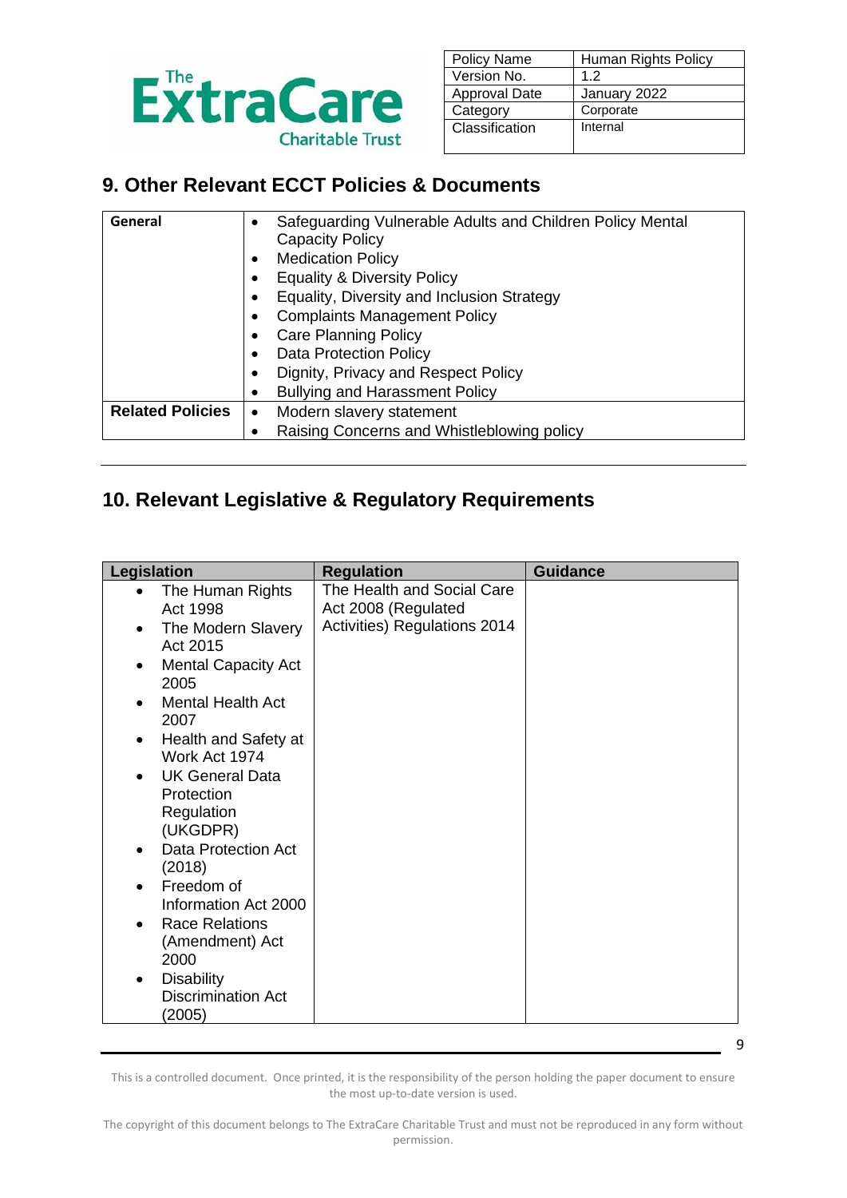| Policy Name | Human Rights Policy |
|---|---|
| Version No. | 1.2 |
| Approval Date | January 2022 |
| Category | Corporate |
| Classification | Internal |

## 9. Other Relevant ECCT Policies & Documents

| General | • Safeguarding Vulnerable Adults and Children Policy Mental Capacity Policy<br>• Medication Policy<br>• Equality & Diversity Policy<br>• Equality, Diversity and Inclusion Strategy<br>• Complaints Management Policy<br>• Care Planning Policy<br>• Data Protection Policy<br>• Dignity, Privacy and Respect Policy<br>• Bullying and Harassment Policy |
|---|---|
| **Related Policies** | • Modern slavery statement<br>• Raising Concerns and Whistleblowing policy |

## 10. Relevant Legislative & Regulatory Requirements

| Legislation | Regulation | Guidance |
|---|---|---|
| • The Human Rights Act 1998<br>• The Modern Slavery Act 2015<br>• Mental Capacity Act 2005<br>• Mental Health Act 2007<br>• Health and Safety at Work Act 1974<br>• UK General Data Protection Regulation (UKGDPR)<br>• Data Protection Act (2018)<br>• Freedom of Information Act 2000<br>• Race Relations (Amendment) Act 2000<br>• Disability Discrimination Act (2005) | The Health and Social Care Act 2008 (Regulated Activities) Regulations 2014 | |

This is a controlled document. Once printed, it is the responsibility of the person holding the paper document to ensure the most up-to-date version is used.

The copyright of this document belongs to The ExtraCare Charitable Trust and must not be reproduced in any form without permission.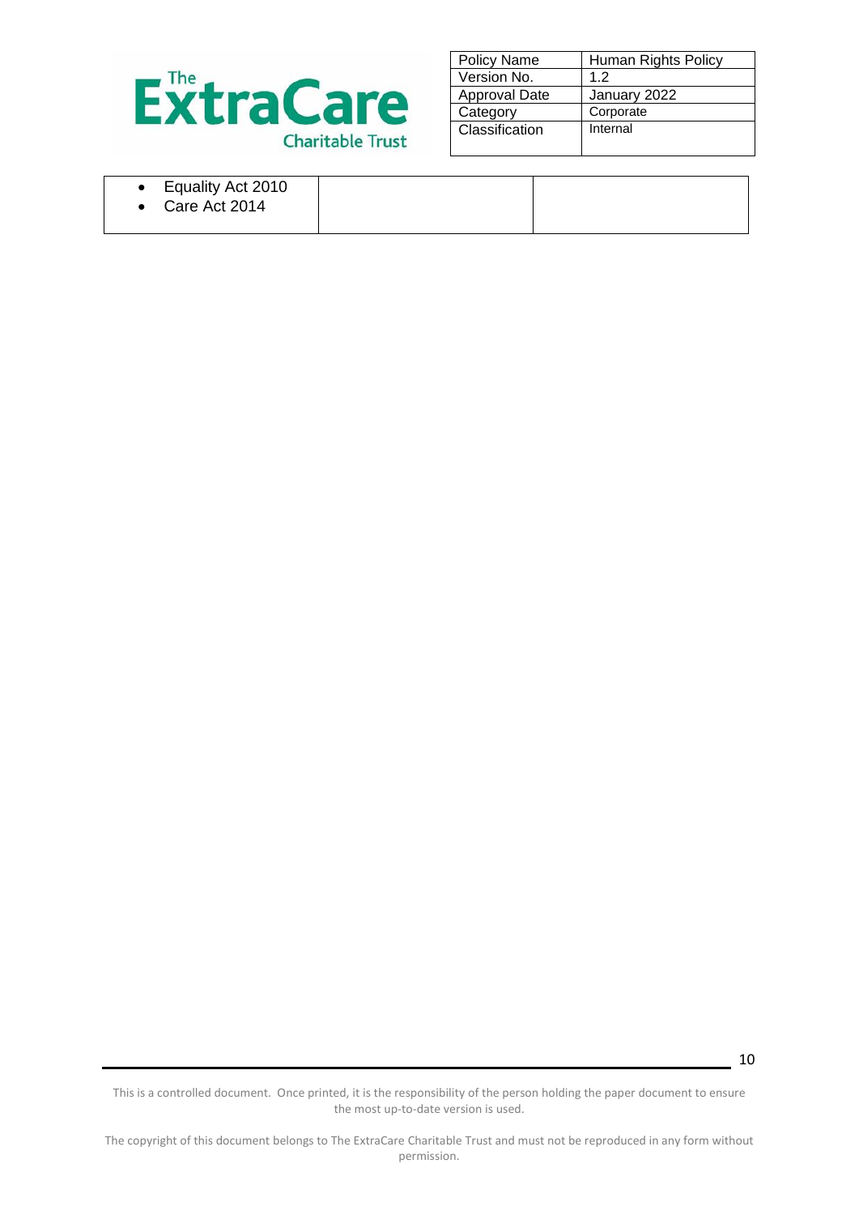| | | |
|---|---|---|
| • Equality Act 2010<br>• Care Act 2014 | | |